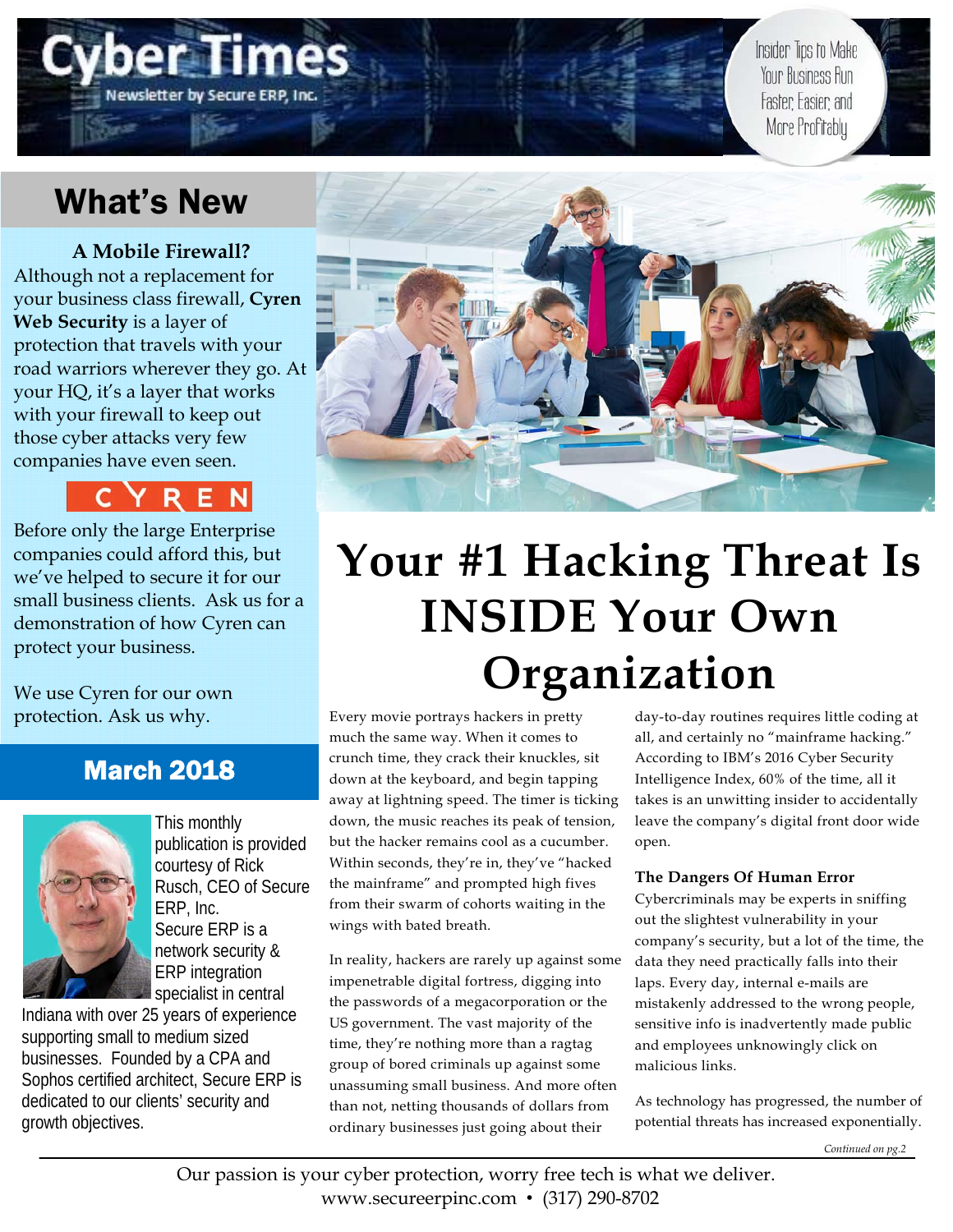# Cyber Times

Newsletter by Secure ERP, Inc.

Insider Tips to Make Your Business Run Faster, Easier, and More Profitably

## What's New

**A Mobile Firewall?**

Although not a replacement for your business class firewall, **Cyren Web Security** is a layer of protection that travels with your road warriors wherever they go. At your HQ, it's a layer that works with your firewall to keep out those cyber attacks very few companies have even seen.

CYREN

Before only the large Enterprise companies could afford this, but we've helped to secure it for our small business clients. Ask us for a demonstration of how Cyren can protect your business.

We use Cyren for our own protection. Ask us why.

## March 2018

This monthly publication is provided courtesy of Rick Rusch, CEO of Secure ERP, Inc.

Secure ERP is a network security & ERP integration specialist in central Indiana with over 25 years of experience supporting small to medium sized businesses. Founded by a CPA and Sophos certified architect, Secure ERP is dedicated to our clients' security and growth objectives.

# Your #1 Hacking Threat Is INSIDE Your Own Organization

Every movie portrays hackers in pretty much the same way. When it comes to crunch time, they crack their knuckles, sit down at the keyboard, and begin tapping away at lightning speed. The timer is ticking down, the music reaches its peak of tension, but the hacker remains cool as a cucumber. Within seconds, they're in, they've "hacked the mainframe" and prompted high fives from their swarm of cohorts waiting in the wings with bated breath.

In reality, hackers are rarely up against some impenetrable digital fortress, digging into the passwords of a megacorporation or the US government. The vast majority of the time, they're nothing more than a ragtag group of bored criminals up against some unassuming small business. And more often than not, netting thousands of dollars from ordinary businesses just going about their day-to-day routines requires little coding at all, and certainly no "mainframe hacking." According to IBM's 2016 Cyber Security Intelligence Index, 60% of the time, all it takes is an unwitting insider to accidentally leave the company's digital front door wide open.

**The Dangers Of Human Error**

Cybercriminals may be experts in sniffing out the slightest vulnerability in your company's security, but a lot of the time, the data they need practically falls into their laps. Every day, internal e-mails are mistakenly addressed to the wrong people, sensitive info is inadvertently made public and employees unknowingly click on malicious links.

As technology has progressed, the number of potential threats has increased exponentially.

*Continued on pg.2*

Our passion is your cyber protection, worry free tech is what we deliver.
www.secureerpinc.com • (317) 290-8702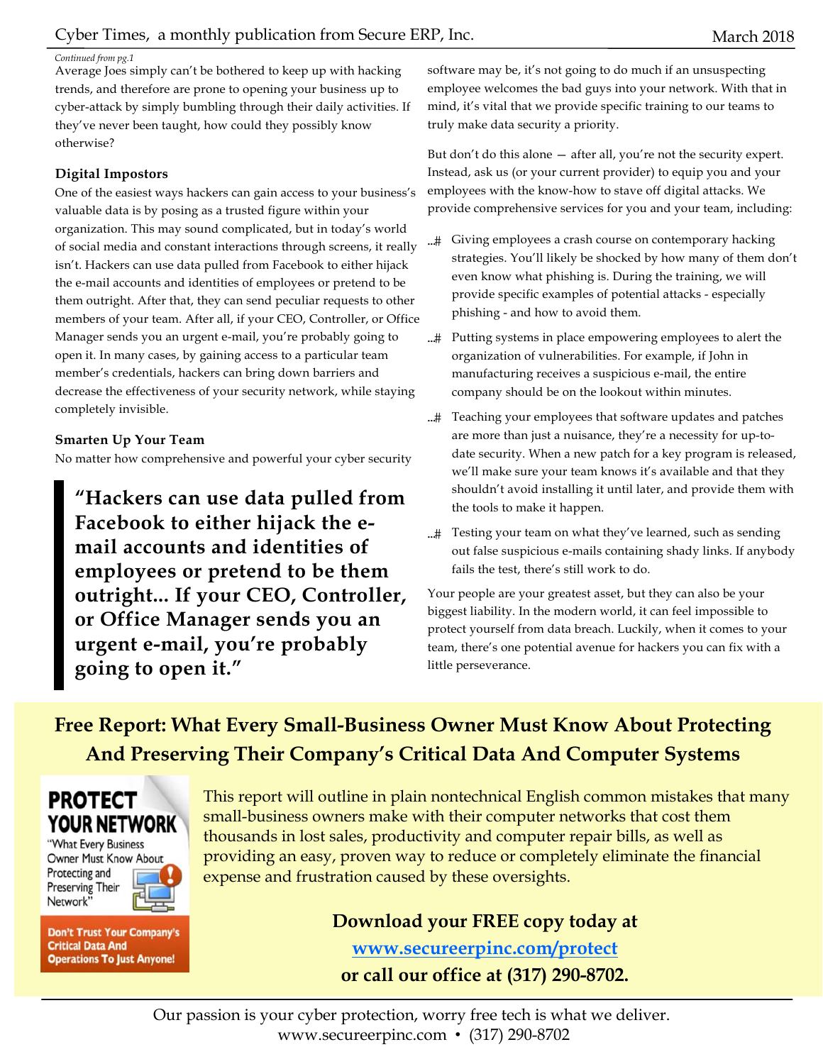*Continued from pg.1*

Average Joes simply can't be bothered to keep up with hacking trends, and therefore are prone to opening your business up to cyber-attack by simply bumbling through their daily activities. If they've never been taught, how could they possibly know otherwise?

### Digital Impostors

One of the easiest ways hackers can gain access to your business's valuable data is by posing as a trusted figure within your organization. This may sound complicated, but in today's world of social media and constant interactions through screens, it really isn't. Hackers can use data pulled from Facebook to either hijack the e-mail accounts and identities of employees or pretend to be them outright. After that, they can send peculiar requests to other members of your team. After all, if your CEO, Controller, or Office Manager sends you an urgent e-mail, you're probably going to open it. In many cases, by gaining access to a particular team member's credentials, hackers can bring down barriers and decrease the effectiveness of your security network, while staying completely invisible.

### Smarten Up Your Team

No matter how comprehensive and powerful your cyber security software may be, it's not going to do much if an unsuspecting employee welcomes the bad guys into your network. With that in mind, it's vital that we provide specific training to our teams to truly make data security a priority.

> **"Hackers can use data pulled from Facebook to either hijack the e-mail accounts and identities of employees or pretend to be them outright... If your CEO, Controller, or Office Manager sends you an urgent e-mail, you're probably going to open it."**

But don't do this alone — after all, you're not the security expert. Instead, ask us (or your current provider) to equip you and your employees with the know-how to stave off digital attacks. We provide comprehensive services for you and your team, including:

- Giving employees a crash course on contemporary hacking strategies. You'll likely be shocked by how many of them don't even know what phishing is. During the training, we will provide specific examples of potential attacks - especially phishing - and how to avoid them.
- Putting systems in place empowering employees to alert the organization of vulnerabilities. For example, if John in manufacturing receives a suspicious e-mail, the entire company should be on the lookout within minutes.
- Teaching your employees that software updates and patches are more than just a nuisance, they're a necessity for up-to-date security. When a new patch for a key program is released, we'll make sure your team knows it's available and that they shouldn't avoid installing it until later, and provide them with the tools to make it happen.
- Testing your team on what they've learned, such as sending out false suspicious e-mails containing shady links. If anybody fails the test, there's still work to do.

Your people are your greatest asset, but they can also be your biggest liability. In the modern world, it can feel impossible to protect yourself from data breach. Luckily, when it comes to your team, there's one potential avenue for hackers you can fix with a little perseverance.

## Free Report: What Every Small-Business Owner Must Know About Protecting And Preserving Their Company's Critical Data And Computer Systems

**PROTECT YOUR NETWORK**
"What Every Business Owner Must Know About Protecting and Preserving Their Network"
**Don't Trust Your Company's Critical Data And Operations To Just Anyone!**

This report will outline in plain nontechnical English common mistakes that many small-business owners make with their computer networks that cost them thousands in lost sales, productivity and computer repair bills, as well as providing an easy, proven way to reduce or completely eliminate the financial expense and frustration caused by these oversights.

**Download your FREE copy today at**
**www.secureerpinc.com/protect**
**or call our office at (317) 290-8702.**

Our passion is your cyber protection, worry free tech is what we deliver.
www.secureerpinc.com • (317) 290-8702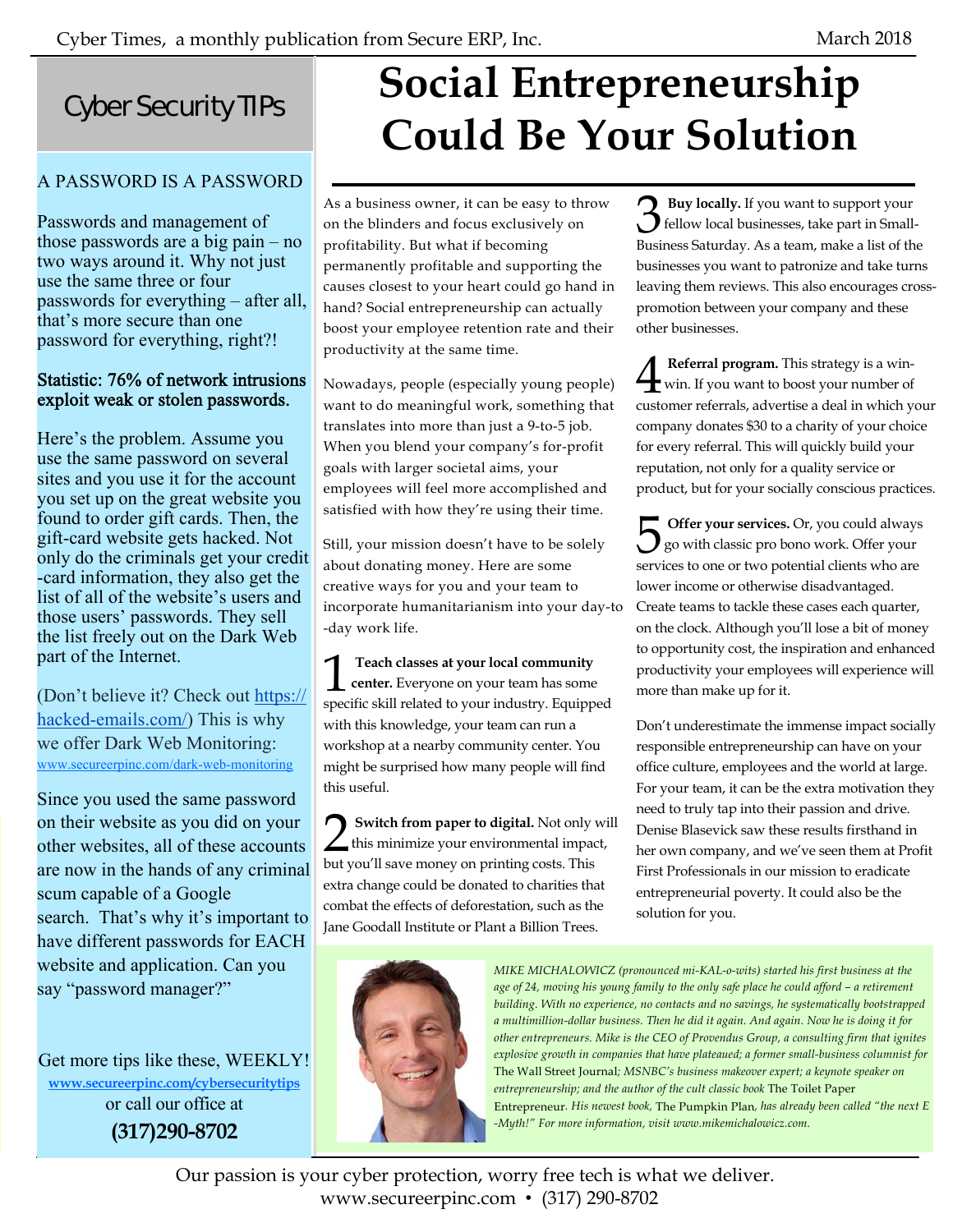## Cyber Security TIPs

### A PASSWORD IS A PASSWORD

Passwords and management of those passwords are a big pain – no two ways around it. Why not just use the same three or four passwords for everything – after all, that's more secure than one password for everything, right?!

**Statistic: 76% of network intrusions exploit weak or stolen passwords.**

Here's the problem. Assume you use the same password on several sites and you use it for the account you set up on the great website you found to order gift cards. Then, the gift-card website gets hacked. Not only do the criminals get your credit-card information, they also get the list of all of the website's users and those users' passwords. They sell the list freely out on the Dark Web part of the Internet.

(Don't believe it? Check out https://hacked-emails.com/) This is why we offer Dark Web Monitoring: www.secureerpinc.com/dark-web-monitoring

Since you used the same password on their website as you did on your other websites, all of these accounts are now in the hands of any criminal scum capable of a Google search. That's why it's important to have different passwords for EACH website and application. Can you say "password manager?"

Get more tips like these, WEEKLY!
**www.secureerpinc.com/cybersecuritytips**
or call our office at
**(317)290-8702**

# Social Entrepreneurship Could Be Your Solution

As a business owner, it can be easy to throw on the blinders and focus exclusively on profitability. But what if becoming permanently profitable and supporting the causes closest to your heart could go hand in hand? Social entrepreneurship can actually boost your employee retention rate and their productivity at the same time.

Nowadays, people (especially young people) want to do meaningful work, something that translates into more than just a 9-to-5 job. When you blend your company's for-profit goals with larger societal aims, your employees will feel more accomplished and satisfied with how they're using their time.

Still, your mission doesn't have to be solely about donating money. Here are some creative ways for you and your team to incorporate humanitarianism into your day-to-day work life.

1. **Teach classes at your local community center.** Everyone on your team has some specific skill related to your industry. Equipped with this knowledge, your team can run a workshop at a nearby community center. You might be surprised how many people will find this useful.

2. **Switch from paper to digital.** Not only will this minimize your environmental impact, but you'll save money on printing costs. This extra change could be donated to charities that combat the effects of deforestation, such as the Jane Goodall Institute or Plant a Billion Trees.

3. **Buy locally.** If you want to support your fellow local businesses, take part in Small-Business Saturday. As a team, make a list of the businesses you want to patronize and take turns leaving them reviews. This also encourages cross-promotion between your company and these other businesses.

4. **Referral program.** This strategy is a win-win. If you want to boost your number of customer referrals, advertise a deal in which your company donates $30 to a charity of your choice for every referral. This will quickly build your reputation, not only for a quality service or product, but for your socially conscious practices.

5. **Offer your services.** Or, you could always go with classic pro bono work. Offer your services to one or two potential clients who are lower income or otherwise disadvantaged. Create teams to tackle these cases each quarter, on the clock. Although you'll lose a bit of money to opportunity cost, the inspiration and enhanced productivity your employees will experience will more than make up for it.

Don't underestimate the immense impact socially responsible entrepreneurship can have on your office culture, employees and the world at large. For your team, it can be the extra motivation they need to truly tap into their passion and drive. Denise Blasevick saw these results firsthand in her own company, and we've seen them at Profit First Professionals in our mission to eradicate entrepreneurial poverty. It could also be the solution for you.

*MIKE MICHALOWICZ (pronounced mi-KAL-o-wits) started his first business at the age of 24, moving his young family to the only safe place he could afford – a retirement building. With no experience, no contacts and no savings, he systematically bootstrapped a multimillion-dollar business. Then he did it again. And again. Now he is doing it for other entrepreneurs. Mike is the CEO of Provendus Group, a consulting firm that ignites explosive growth in companies that have plateaued; a former small-business columnist for* The Wall Street Journal*; MSNBC's business makeover expert; a keynote speaker on entrepreneurship; and the author of the cult classic book* The Toilet Paper Entrepreneur*. His newest book,* The Pumpkin Plan*, has already been called "the next E-Myth!" For more information, visit www.mikemichalowicz.com.*

Our passion is your cyber protection, worry free tech is what we deliver.
www.secureerpinc.com • (317) 290-8702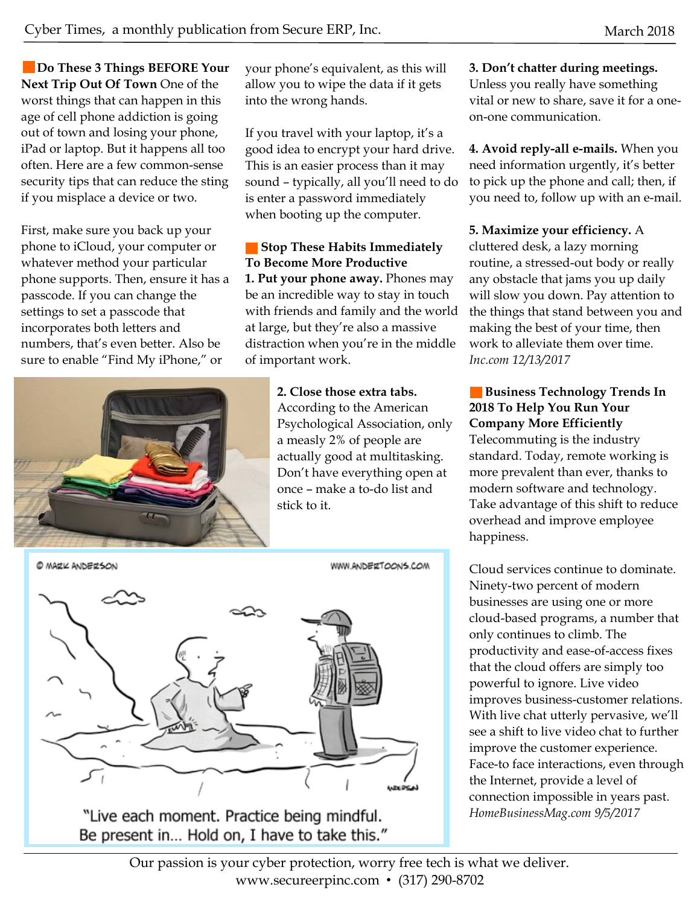## Do These 3 Things BEFORE Your Next Trip Out Of Town

One of the worst things that can happen in this age of cell phone addiction is going out of town and losing your phone, iPad or laptop. But it happens all too often. Here are a few common-sense security tips that can reduce the sting if you misplace a device or two.

First, make sure you back up your phone to iCloud, your computer or whatever method your particular phone supports. Then, ensure it has a passcode. If you can change the settings to set a passcode that incorporates both letters and numbers, that's even better. Also be sure to enable "Find My iPhone," or your phone's equivalent, as this will allow you to wipe the data if it gets into the wrong hands.

If you travel with your laptop, it's a good idea to encrypt your hard drive. This is an easier process than it may sound – typically, all you'll need to do is enter a password immediately when booting up the computer.

## Stop These Habits Immediately To Become More Productive

**1. Put your phone away.** Phones may be an incredible way to stay in touch with friends and family and the world at large, but they're also a massive distraction when you're in the middle of important work.

**2. Close those extra tabs.** According to the American Psychological Association, only a measly 2% of people are actually good at multitasking. Don't have everything open at once – make a to-do list and stick to it.

**3. Don't chatter during meetings.** Unless you really have something vital or new to share, save it for a one-on-one communication.

**4. Avoid reply-all e-mails.** When you need information urgently, it's better to pick up the phone and call; then, if you need to, follow up with an e-mail.

**5. Maximize your efficiency.** A cluttered desk, a lazy morning routine, a stressed-out body or really any obstacle that jams you up daily will slow you down. Pay attention to the things that stand between you and making the best of your time, then work to alleviate them over time. *Inc.com 12/13/2017*

"Live each moment. Practice being mindful. Be present in… Hold on, I have to take this."

## Business Technology Trends In 2018 To Help You Run Your Company More Efficiently

Telecommuting is the industry standard. Today, remote working is more prevalent than ever, thanks to modern software and technology. Take advantage of this shift to reduce overhead and improve employee happiness.

Cloud services continue to dominate. Ninety-two percent of modern businesses are using one or more cloud-based programs, a number that only continues to climb. The productivity and ease-of-access fixes that the cloud offers are simply too powerful to ignore. Live video improves business-customer relations. With live chat utterly pervasive, we'll see a shift to live video chat to further improve the customer experience. Face-to face interactions, even through the Internet, provide a level of connection impossible in years past. *HomeBusinessMag.com 9/5/2017*